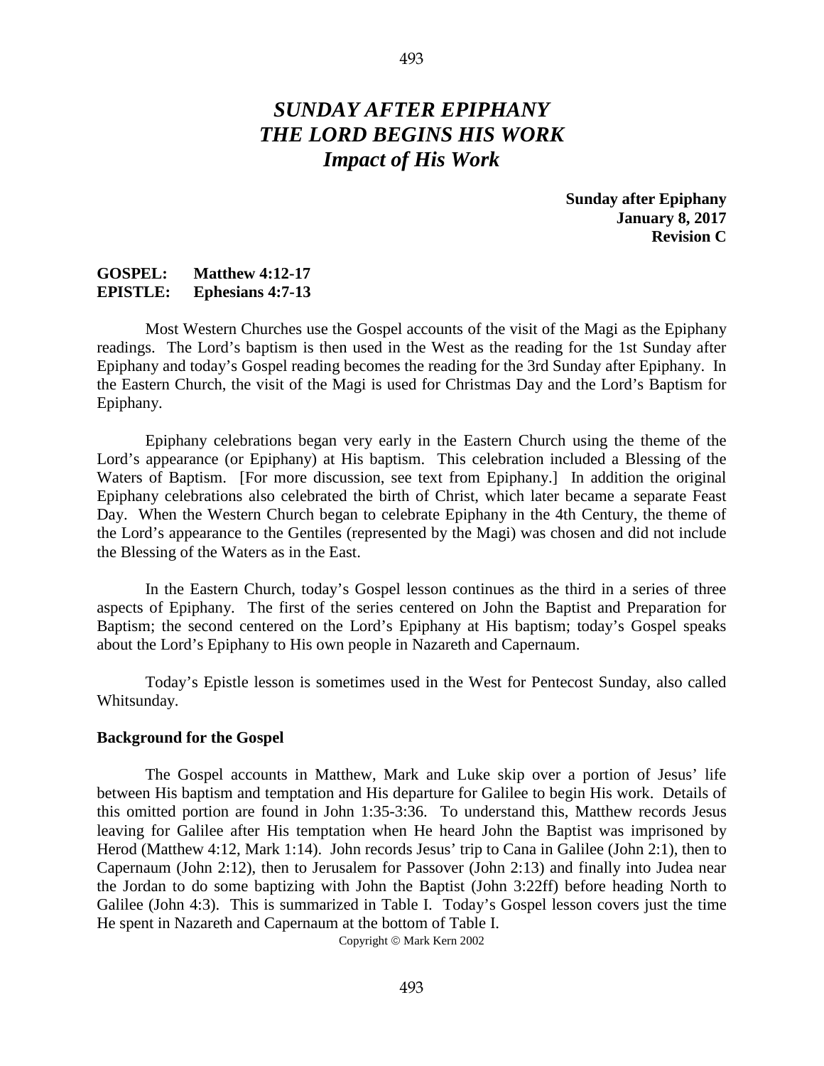# *SUNDAY AFTER EPIPHANY*
# *THE LORD BEGINS HIS WORK*
## *Impact of His Work*

**Sunday after Epiphany**
**January 8, 2017**
**Revision C**

**GOSPEL:** **Matthew 4:12-17**
**EPISTLE:** **Ephesians 4:7-13**

Most Western Churches use the Gospel accounts of the visit of the Magi as the Epiphany readings. The Lord's baptism is then used in the West as the reading for the 1st Sunday after Epiphany and today's Gospel reading becomes the reading for the 3rd Sunday after Epiphany. In the Eastern Church, the visit of the Magi is used for Christmas Day and the Lord's Baptism for Epiphany.

Epiphany celebrations began very early in the Eastern Church using the theme of the Lord's appearance (or Epiphany) at His baptism. This celebration included a Blessing of the Waters of Baptism. [For more discussion, see text from Epiphany.] In addition the original Epiphany celebrations also celebrated the birth of Christ, which later became a separate Feast Day. When the Western Church began to celebrate Epiphany in the 4th Century, the theme of the Lord's appearance to the Gentiles (represented by the Magi) was chosen and did not include the Blessing of the Waters as in the East.

In the Eastern Church, today's Gospel lesson continues as the third in a series of three aspects of Epiphany. The first of the series centered on John the Baptist and Preparation for Baptism; the second centered on the Lord's Epiphany at His baptism; today's Gospel speaks about the Lord's Epiphany to His own people in Nazareth and Capernaum.

Today's Epistle lesson is sometimes used in the West for Pentecost Sunday, also called Whitsunday.

### Background for the Gospel

The Gospel accounts in Matthew, Mark and Luke skip over a portion of Jesus' life between His baptism and temptation and His departure for Galilee to begin His work. Details of this omitted portion are found in John 1:35-3:36. To understand this, Matthew records Jesus leaving for Galilee after His temptation when He heard John the Baptist was imprisoned by Herod (Matthew 4:12, Mark 1:14). John records Jesus' trip to Cana in Galilee (John 2:1), then to Capernaum (John 2:12), then to Jerusalem for Passover (John 2:13) and finally into Judea near the Jordan to do some baptizing with John the Baptist (John 3:22ff) before heading North to Galilee (John 4:3). This is summarized in Table I. Today's Gospel lesson covers just the time He spent in Nazareth and Capernaum at the bottom of Table I.

Copyright © Mark Kern 2002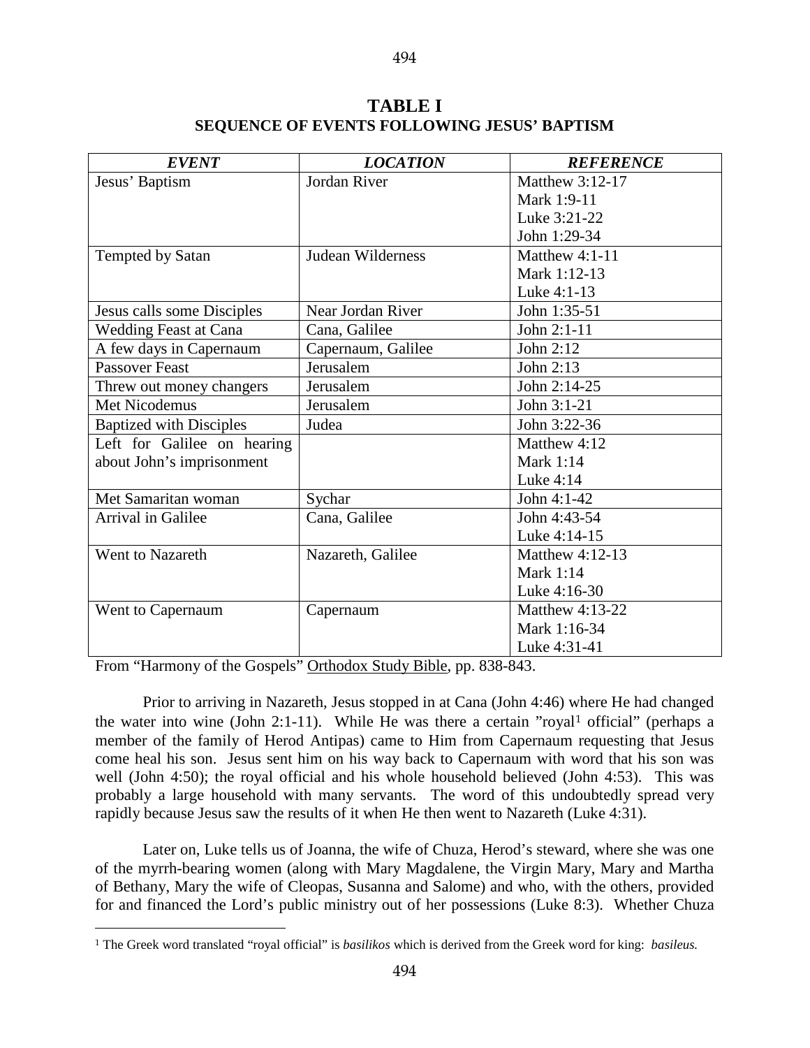## TABLE I
## SEQUENCE OF EVENTS FOLLOWING JESUS' BAPTISM

| ***EVENT*** | ***LOCATION*** | ***REFERENCE*** |
|---|---|---|
| Jesus' Baptism | Jordan River | Matthew 3:12-17<br>Mark 1:9-11<br>Luke 3:21-22<br>John 1:29-34 |
| Tempted by Satan | Judean Wilderness | Matthew 4:1-11<br>Mark 1:12-13<br>Luke 4:1-13 |
| Jesus calls some Disciples | Near Jordan River | John 1:35-51 |
| Wedding Feast at Cana | Cana, Galilee | John 2:1-11 |
| A few days in Capernaum | Capernaum, Galilee | John 2:12 |
| Passover Feast | Jerusalem | John 2:13 |
| Threw out money changers | Jerusalem | John 2:14-25 |
| Met Nicodemus | Jerusalem | John 3:1-21 |
| Baptized with Disciples | Judea | John 3:22-36 |
| Left for Galilee on hearing about John's imprisonment | | Matthew 4:12<br>Mark 1:14<br>Luke 4:14 |
| Met Samaritan woman | Sychar | John 4:1-42 |
| Arrival in Galilee | Cana, Galilee | John 4:43-54<br>Luke 4:14-15 |
| Went to Nazareth | Nazareth, Galilee | Matthew 4:12-13<br>Mark 1:14<br>Luke 4:16-30 |
| Went to Capernaum | Capernaum | Matthew 4:13-22<br>Mark 1:16-34<br>Luke 4:31-41 |

From "Harmony of the Gospels" Orthodox Study Bible, pp. 838-843.

Prior to arriving in Nazareth, Jesus stopped in at Cana (John 4:46) where He had changed the water into wine (John 2:1-11). While He was there a certain "royal[1] official" (perhaps a member of the family of Herod Antipas) came to Him from Capernaum requesting that Jesus come heal his son. Jesus sent him on his way back to Capernaum with word that his son was well (John 4:50); the royal official and his whole household believed (John 4:53). This was probably a large household with many servants. The word of this undoubtedly spread very rapidly because Jesus saw the results of it when He then went to Nazareth (Luke 4:31).

Later on, Luke tells us of Joanna, the wife of Chuza, Herod's steward, where she was one of the myrrh-bearing women (along with Mary Magdalene, the Virgin Mary, Mary and Martha of Bethany, Mary the wife of Cleopas, Susanna and Salome) and who, with the others, provided for and financed the Lord's public ministry out of her possessions (Luke 8:3). Whether Chuza

[1] The Greek word translated "royal official" is *basilikos* which is derived from the Greek word for king: *basileus.*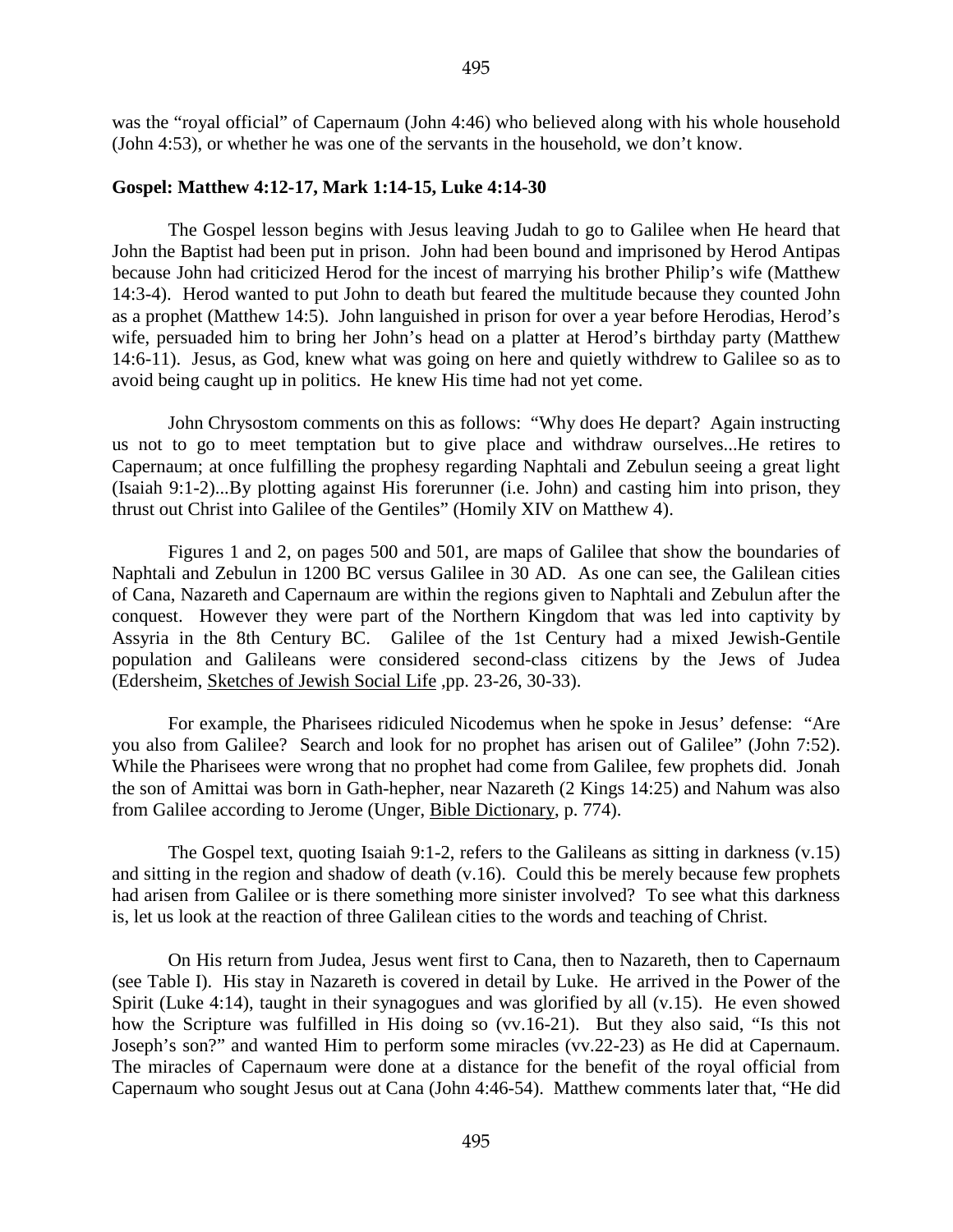was the "royal official" of Capernaum (John 4:46) who believed along with his whole household (John 4:53), or whether he was one of the servants in the household, we don't know.

**Gospel: Matthew 4:12-17, Mark 1:14-15, Luke 4:14-30**

The Gospel lesson begins with Jesus leaving Judah to go to Galilee when He heard that John the Baptist had been put in prison. John had been bound and imprisoned by Herod Antipas because John had criticized Herod for the incest of marrying his brother Philip's wife (Matthew 14:3-4). Herod wanted to put John to death but feared the multitude because they counted John as a prophet (Matthew 14:5). John languished in prison for over a year before Herodias, Herod's wife, persuaded him to bring her John's head on a platter at Herod's birthday party (Matthew 14:6-11). Jesus, as God, knew what was going on here and quietly withdrew to Galilee so as to avoid being caught up in politics. He knew His time had not yet come.

John Chrysostom comments on this as follows: "Why does He depart? Again instructing us not to go to meet temptation but to give place and withdraw ourselves...He retires to Capernaum; at once fulfilling the prophesy regarding Naphtali and Zebulun seeing a great light (Isaiah 9:1-2)...By plotting against His forerunner (i.e. John) and casting him into prison, they thrust out Christ into Galilee of the Gentiles" (Homily XIV on Matthew 4).

Figures 1 and 2, on pages 500 and 501, are maps of Galilee that show the boundaries of Naphtali and Zebulun in 1200 BC versus Galilee in 30 AD. As one can see, the Galilean cities of Cana, Nazareth and Capernaum are within the regions given to Naphtali and Zebulun after the conquest. However they were part of the Northern Kingdom that was led into captivity by Assyria in the 8th Century BC. Galilee of the 1st Century had a mixed Jewish-Gentile population and Galileans were considered second-class citizens by the Jews of Judea (Edersheim, Sketches of Jewish Social Life ,pp. 23-26, 30-33).

For example, the Pharisees ridiculed Nicodemus when he spoke in Jesus' defense: "Are you also from Galilee? Search and look for no prophet has arisen out of Galilee" (John 7:52). While the Pharisees were wrong that no prophet had come from Galilee, few prophets did. Jonah the son of Amittai was born in Gath-hepher, near Nazareth (2 Kings 14:25) and Nahum was also from Galilee according to Jerome (Unger, Bible Dictionary, p. 774).

The Gospel text, quoting Isaiah 9:1-2, refers to the Galileans as sitting in darkness (v.15) and sitting in the region and shadow of death (v.16). Could this be merely because few prophets had arisen from Galilee or is there something more sinister involved? To see what this darkness is, let us look at the reaction of three Galilean cities to the words and teaching of Christ.

On His return from Judea, Jesus went first to Cana, then to Nazareth, then to Capernaum (see Table I). His stay in Nazareth is covered in detail by Luke. He arrived in the Power of the Spirit (Luke 4:14), taught in their synagogues and was glorified by all (v.15). He even showed how the Scripture was fulfilled in His doing so (vv.16-21). But they also said, "Is this not Joseph's son?" and wanted Him to perform some miracles (vv.22-23) as He did at Capernaum. The miracles of Capernaum were done at a distance for the benefit of the royal official from Capernaum who sought Jesus out at Cana (John 4:46-54). Matthew comments later that, "He did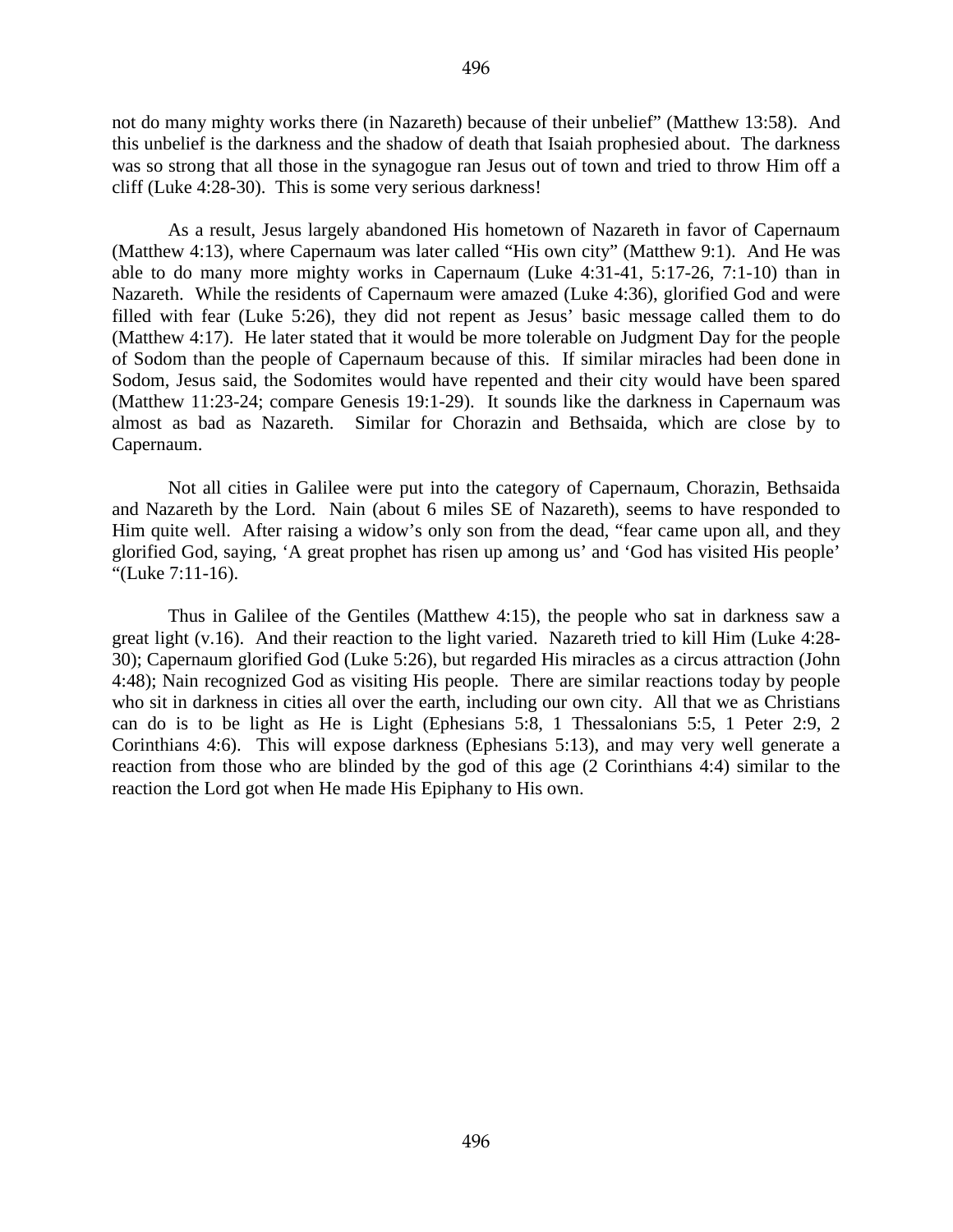not do many mighty works there (in Nazareth) because of their unbelief" (Matthew 13:58). And this unbelief is the darkness and the shadow of death that Isaiah prophesied about. The darkness was so strong that all those in the synagogue ran Jesus out of town and tried to throw Him off a cliff (Luke 4:28-30). This is some very serious darkness!

As a result, Jesus largely abandoned His hometown of Nazareth in favor of Capernaum (Matthew 4:13), where Capernaum was later called "His own city" (Matthew 9:1). And He was able to do many more mighty works in Capernaum (Luke 4:31-41, 5:17-26, 7:1-10) than in Nazareth. While the residents of Capernaum were amazed (Luke 4:36), glorified God and were filled with fear (Luke 5:26), they did not repent as Jesus' basic message called them to do (Matthew 4:17). He later stated that it would be more tolerable on Judgment Day for the people of Sodom than the people of Capernaum because of this. If similar miracles had been done in Sodom, Jesus said, the Sodomites would have repented and their city would have been spared (Matthew 11:23-24; compare Genesis 19:1-29). It sounds like the darkness in Capernaum was almost as bad as Nazareth. Similar for Chorazin and Bethsaida, which are close by to Capernaum.

Not all cities in Galilee were put into the category of Capernaum, Chorazin, Bethsaida and Nazareth by the Lord. Nain (about 6 miles SE of Nazareth), seems to have responded to Him quite well. After raising a widow's only son from the dead, "fear came upon all, and they glorified God, saying, 'A great prophet has risen up among us' and 'God has visited His people' "(Luke 7:11-16).

Thus in Galilee of the Gentiles (Matthew 4:15), the people who sat in darkness saw a great light (v.16). And their reaction to the light varied. Nazareth tried to kill Him (Luke 4:28-30); Capernaum glorified God (Luke 5:26), but regarded His miracles as a circus attraction (John 4:48); Nain recognized God as visiting His people. There are similar reactions today by people who sit in darkness in cities all over the earth, including our own city. All that we as Christians can do is to be light as He is Light (Ephesians 5:8, 1 Thessalonians 5:5, 1 Peter 2:9, 2 Corinthians 4:6). This will expose darkness (Ephesians 5:13), and may very well generate a reaction from those who are blinded by the god of this age (2 Corinthians 4:4) similar to the reaction the Lord got when He made His Epiphany to His own.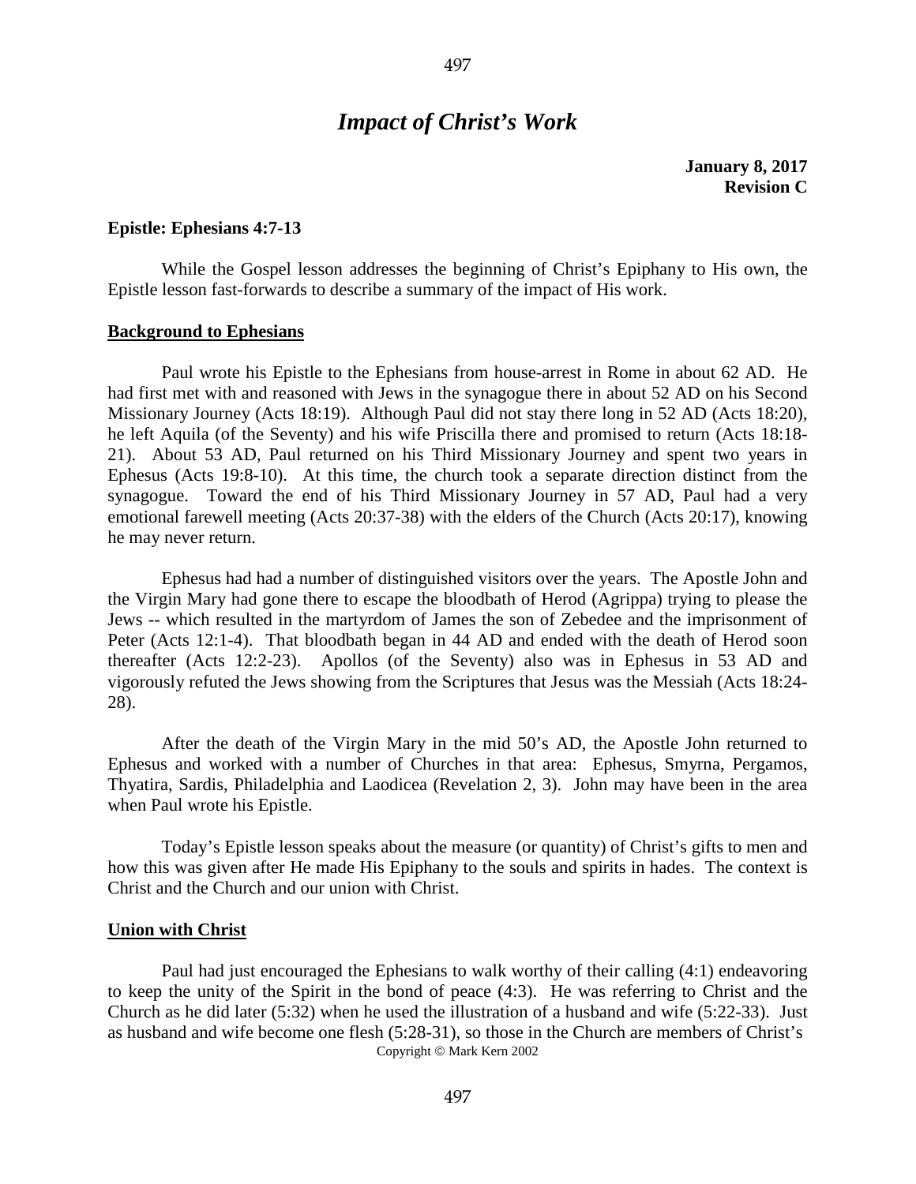# *Impact of Christ's Work*

**January 8, 2017**
**Revision C**

**Epistle: Ephesians 4:7-13**

While the Gospel lesson addresses the beginning of Christ's Epiphany to His own, the Epistle lesson fast-forwards to describe a summary of the impact of His work.

**Background to Ephesians**

Paul wrote his Epistle to the Ephesians from house-arrest in Rome in about 62 AD. He had first met with and reasoned with Jews in the synagogue there in about 52 AD on his Second Missionary Journey (Acts 18:19). Although Paul did not stay there long in 52 AD (Acts 18:20), he left Aquila (of the Seventy) and his wife Priscilla there and promised to return (Acts 18:18-21). About 53 AD, Paul returned on his Third Missionary Journey and spent two years in Ephesus (Acts 19:8-10). At this time, the church took a separate direction distinct from the synagogue. Toward the end of his Third Missionary Journey in 57 AD, Paul had a very emotional farewell meeting (Acts 20:37-38) with the elders of the Church (Acts 20:17), knowing he may never return.

Ephesus had had a number of distinguished visitors over the years. The Apostle John and the Virgin Mary had gone there to escape the bloodbath of Herod (Agrippa) trying to please the Jews -- which resulted in the martyrdom of James the son of Zebedee and the imprisonment of Peter (Acts 12:1-4). That bloodbath began in 44 AD and ended with the death of Herod soon thereafter (Acts 12:2-23). Apollos (of the Seventy) also was in Ephesus in 53 AD and vigorously refuted the Jews showing from the Scriptures that Jesus was the Messiah (Acts 18:24-28).

After the death of the Virgin Mary in the mid 50's AD, the Apostle John returned to Ephesus and worked with a number of Churches in that area: Ephesus, Smyrna, Pergamos, Thyatira, Sardis, Philadelphia and Laodicea (Revelation 2, 3). John may have been in the area when Paul wrote his Epistle.

Today's Epistle lesson speaks about the measure (or quantity) of Christ's gifts to men and how this was given after He made His Epiphany to the souls and spirits in hades. The context is Christ and the Church and our union with Christ.

**Union with Christ**

Paul had just encouraged the Ephesians to walk worthy of their calling (4:1) endeavoring to keep the unity of the Spirit in the bond of peace (4:3). He was referring to Christ and the Church as he did later (5:32) when he used the illustration of a husband and wife (5:22-33). Just as husband and wife become one flesh (5:28-31), so those in the Church are members of Christ's

Copyright © Mark Kern 2002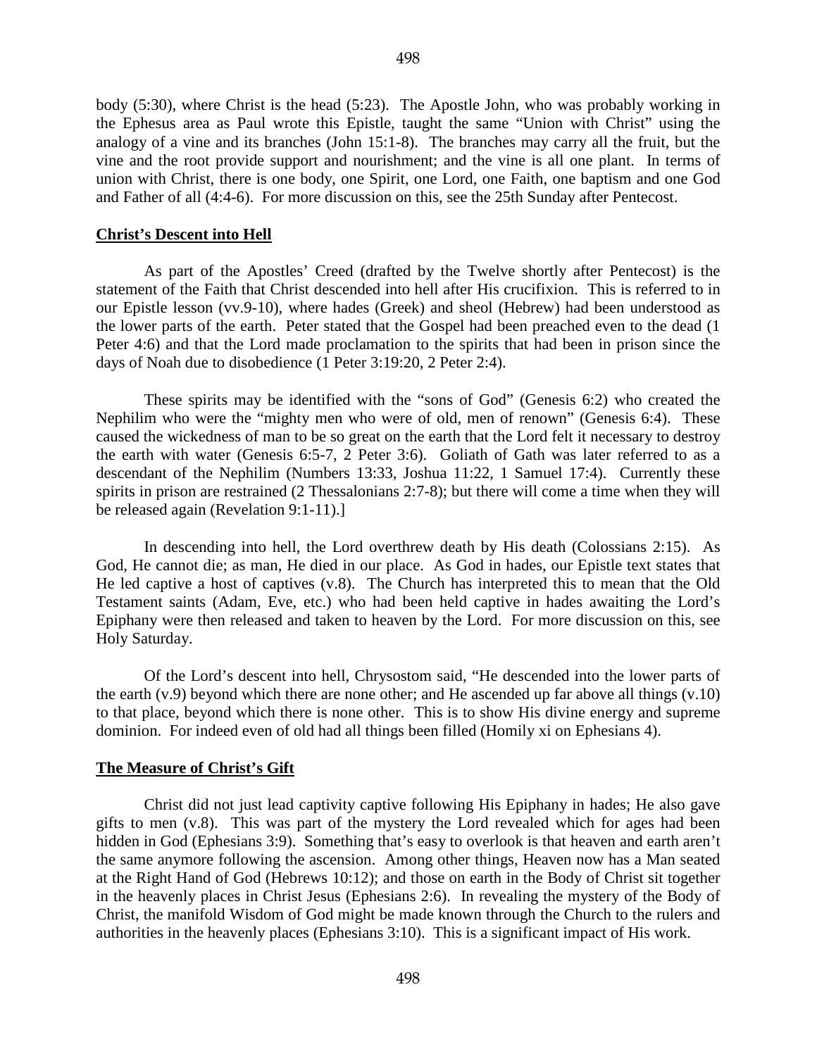body (5:30), where Christ is the head (5:23). The Apostle John, who was probably working in the Ephesus area as Paul wrote this Epistle, taught the same "Union with Christ" using the analogy of a vine and its branches (John 15:1-8). The branches may carry all the fruit, but the vine and the root provide support and nourishment; and the vine is all one plant. In terms of union with Christ, there is one body, one Spirit, one Lord, one Faith, one baptism and one God and Father of all (4:4-6). For more discussion on this, see the 25th Sunday after Pentecost.

## Christ's Descent into Hell

As part of the Apostles' Creed (drafted by the Twelve shortly after Pentecost) is the statement of the Faith that Christ descended into hell after His crucifixion. This is referred to in our Epistle lesson (vv.9-10), where hades (Greek) and sheol (Hebrew) had been understood as the lower parts of the earth. Peter stated that the Gospel had been preached even to the dead (1 Peter 4:6) and that the Lord made proclamation to the spirits that had been in prison since the days of Noah due to disobedience (1 Peter 3:19:20, 2 Peter 2:4).

These spirits may be identified with the "sons of God" (Genesis 6:2) who created the Nephilim who were the "mighty men who were of old, men of renown" (Genesis 6:4). These caused the wickedness of man to be so great on the earth that the Lord felt it necessary to destroy the earth with water (Genesis 6:5-7, 2 Peter 3:6). Goliath of Gath was later referred to as a descendant of the Nephilim (Numbers 13:33, Joshua 11:22, 1 Samuel 17:4). Currently these spirits in prison are restrained (2 Thessalonians 2:7-8); but there will come a time when they will be released again (Revelation 9:1-11).]

In descending into hell, the Lord overthrew death by His death (Colossians 2:15). As God, He cannot die; as man, He died in our place. As God in hades, our Epistle text states that He led captive a host of captives (v.8). The Church has interpreted this to mean that the Old Testament saints (Adam, Eve, etc.) who had been held captive in hades awaiting the Lord's Epiphany were then released and taken to heaven by the Lord. For more discussion on this, see Holy Saturday.

Of the Lord's descent into hell, Chrysostom said, "He descended into the lower parts of the earth (v.9) beyond which there are none other; and He ascended up far above all things (v.10) to that place, beyond which there is none other. This is to show His divine energy and supreme dominion. For indeed even of old had all things been filled (Homily xi on Ephesians 4).

## The Measure of Christ's Gift

Christ did not just lead captivity captive following His Epiphany in hades; He also gave gifts to men (v.8). This was part of the mystery the Lord revealed which for ages had been hidden in God (Ephesians 3:9). Something that's easy to overlook is that heaven and earth aren't the same anymore following the ascension. Among other things, Heaven now has a Man seated at the Right Hand of God (Hebrews 10:12); and those on earth in the Body of Christ sit together in the heavenly places in Christ Jesus (Ephesians 2:6). In revealing the mystery of the Body of Christ, the manifold Wisdom of God might be made known through the Church to the rulers and authorities in the heavenly places (Ephesians 3:10). This is a significant impact of His work.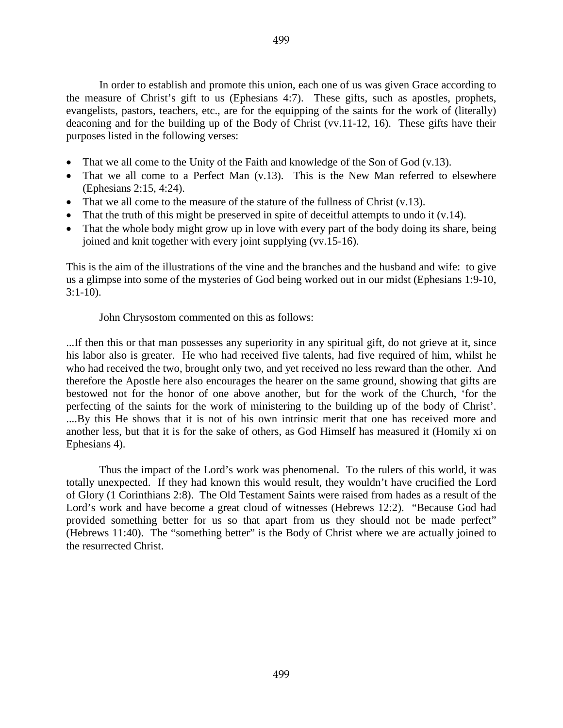In order to establish and promote this union, each one of us was given Grace according to the measure of Christ's gift to us (Ephesians 4:7). These gifts, such as apostles, prophets, evangelists, pastors, teachers, etc., are for the equipping of the saints for the work of (literally) deaconing and for the building up of the Body of Christ (vv.11-12, 16). These gifts have their purposes listed in the following verses:

- That we all come to the Unity of the Faith and knowledge of the Son of God (v.13).
- That we all come to a Perfect Man (v.13). This is the New Man referred to elsewhere (Ephesians 2:15, 4:24).
- That we all come to the measure of the stature of the fullness of Christ (v.13).
- That the truth of this might be preserved in spite of deceitful attempts to undo it (v.14).
- That the whole body might grow up in love with every part of the body doing its share, being joined and knit together with every joint supplying (vv.15-16).

This is the aim of the illustrations of the vine and the branches and the husband and wife: to give us a glimpse into some of the mysteries of God being worked out in our midst (Ephesians 1:9-10, 3:1-10).

John Chrysostom commented on this as follows:

...If then this or that man possesses any superiority in any spiritual gift, do not grieve at it, since his labor also is greater. He who had received five talents, had five required of him, whilst he who had received the two, brought only two, and yet received no less reward than the other. And therefore the Apostle here also encourages the hearer on the same ground, showing that gifts are bestowed not for the honor of one above another, but for the work of the Church, 'for the perfecting of the saints for the work of ministering to the building up of the body of Christ'. ....By this He shows that it is not of his own intrinsic merit that one has received more and another less, but that it is for the sake of others, as God Himself has measured it (Homily xi on Ephesians 4).

Thus the impact of the Lord's work was phenomenal. To the rulers of this world, it was totally unexpected. If they had known this would result, they wouldn't have crucified the Lord of Glory (1 Corinthians 2:8). The Old Testament Saints were raised from hades as a result of the Lord's work and have become a great cloud of witnesses (Hebrews 12:2). "Because God had provided something better for us so that apart from us they should not be made perfect" (Hebrews 11:40). The "something better" is the Body of Christ where we are actually joined to the resurrected Christ.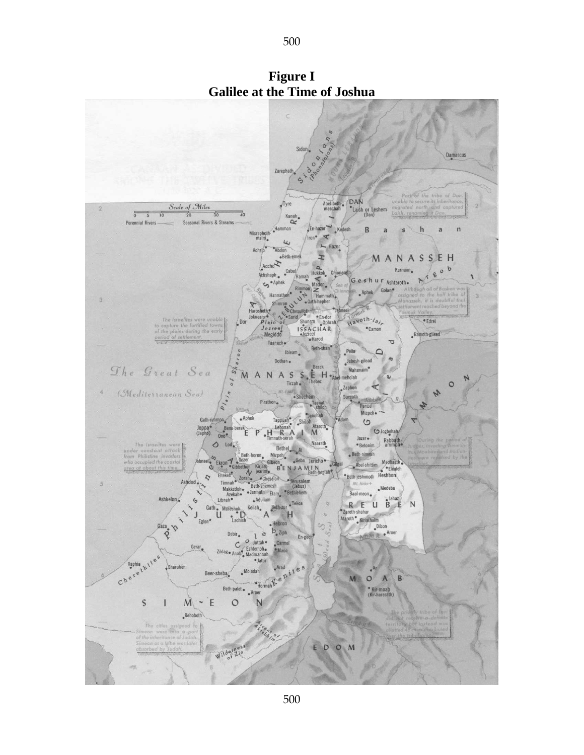**Figure I**
**Galilee at the Time of Joshua**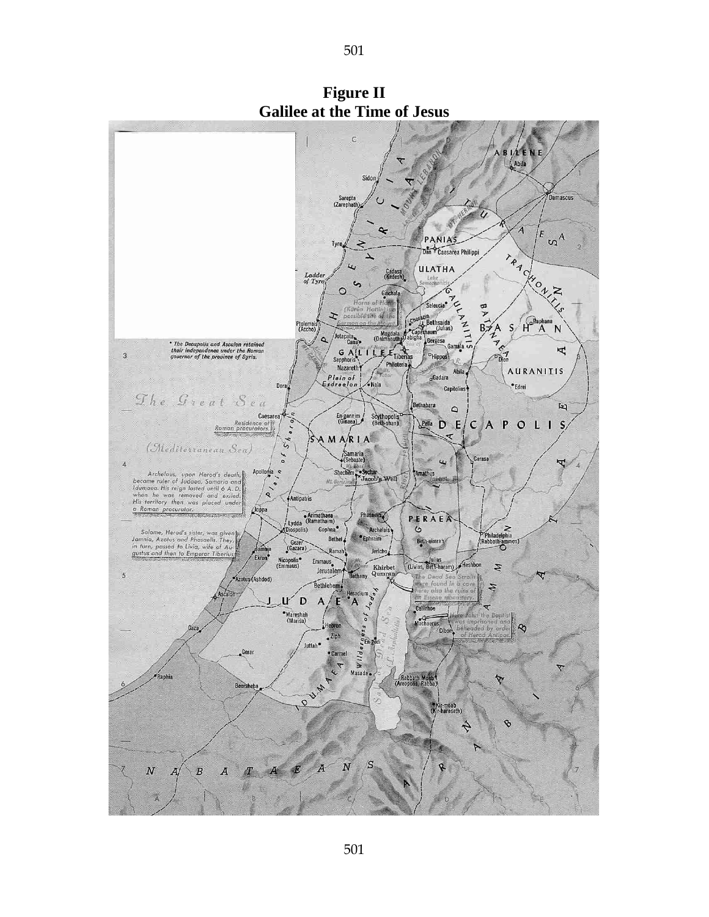**Figure II**
**Galilee at the Time of Jesus**